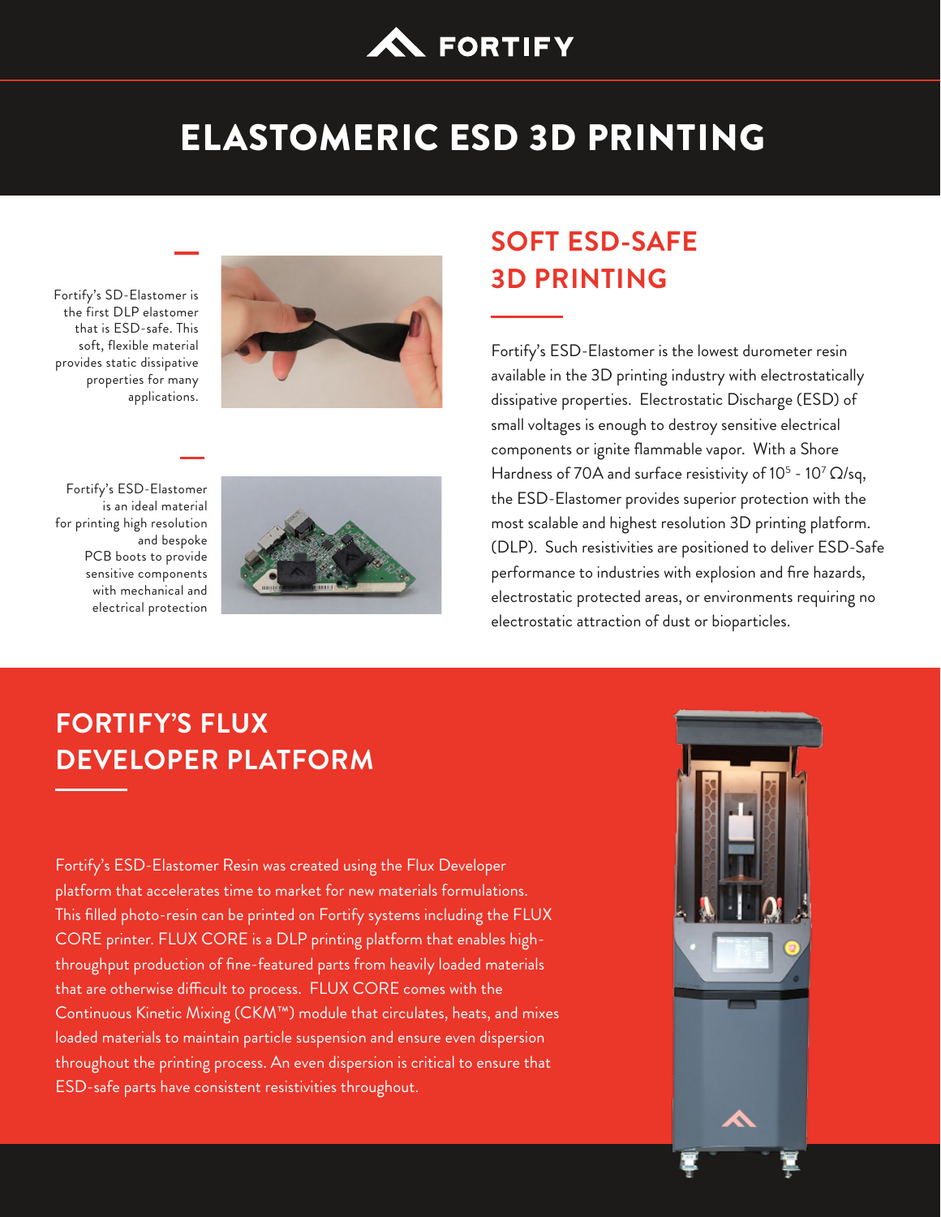# FORTIFY

# ELASTOMERIC ESD 3D PRINTING

Fortify's SD-Elastomer is the first DLP elastomer that is ESD-safe. This soft, flexible material provides static dissipative properties for many applications.

Fortify's ESD-Elastomer is an ideal material for printing high resolution and bespoke PCB boots to provide sensitive components with mechanical and electrical protection

## SOFT ESD-SAFE 3D PRINTING

Fortify's ESD-Elastomer is the lowest durometer resin available in the 3D printing industry with electrostatically dissipative properties. Electrostatic Discharge (ESD) of small voltages is enough to destroy sensitive electrical components or ignite flammable vapor. With a Shore Hardness of 70A and surface resistivity of $10^5$ - $10^7$ Ω/sq, the ESD-Elastomer provides superior protection with the most scalable and highest resolution 3D printing platform. (DLP). Such resistivities are positioned to deliver ESD-Safe performance to industries with explosion and fire hazards, electrostatic protected areas, or environments requiring no electrostatic attraction of dust or bioparticles.

## FORTIFY'S FLUX DEVELOPER PLATFORM

Fortify's ESD-Elastomer Resin was created using the Flux Developer platform that accelerates time to market for new materials formulations. This filled photo-resin can be printed on Fortify systems including the FLUX CORE printer. FLUX CORE is a DLP printing platform that enables high-throughput production of fine-featured parts from heavily loaded materials that are otherwise difficult to process. FLUX CORE comes with the Continuous Kinetic Mixing (CKM™) module that circulates, heats, and mixes loaded materials to maintain particle suspension and ensure even dispersion throughout the printing process. An even dispersion is critical to ensure that ESD-safe parts have consistent resistivities throughout.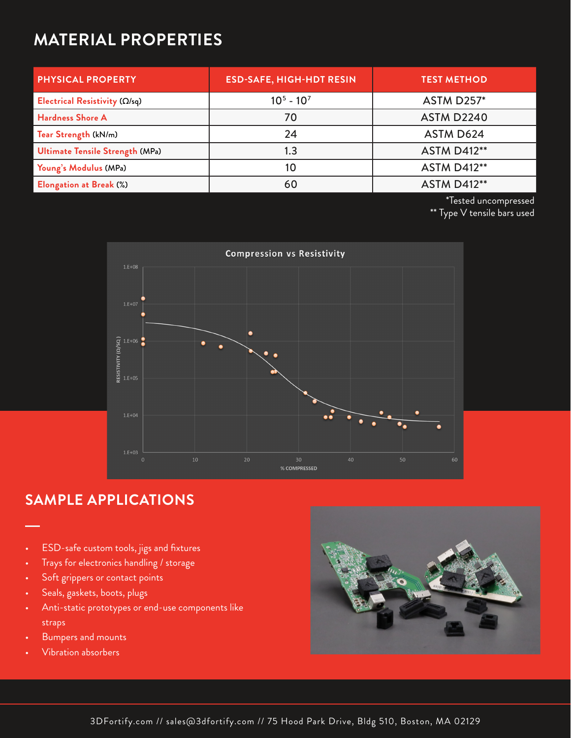## MATERIAL PROPERTIES

| PHYSICAL PROPERTY | ESD-SAFE, HIGH-HDT RESIN | TEST METHOD |
|---|---|---|
| Electrical Resistivity (Ω/sq) | $10^5$ - $10^7$ | ASTM D257* |
| Hardness Shore A | 70 | ASTM D2240 |
| Tear Strength (kN/m) | 24 | ASTM D624 |
| Ultimate Tensile Strength (MPa) | 1.3 | ASTM D412** |
| Young's Modulus (MPa) | 10 | ASTM D412** |
| Elongation at Break (%) | 60 | ASTM D412** |

*Tested uncompressed
** Type V tensile bars used

Compression vs Resistivity

RESISTIVITY (Ω/SQ.)

1.E+08
1.E+07
1.E+06
1.E+05
1.E+04
1.E+03

0 10 20 30 40 50 60

% COMPRESSED

## SAMPLE APPLICATIONS

- ESD-safe custom tools, jigs and fixtures
- Trays for electronics handling / storage
- Soft grippers or contact points
- Seals, gaskets, boots, plugs
- Anti-static prototypes or end-use components like straps
- Bumpers and mounts
- Vibration absorbers

3DFortify.com // sales@3dfortify.com // 75 Hood Park Drive, Bldg 510, Boston, MA 02129